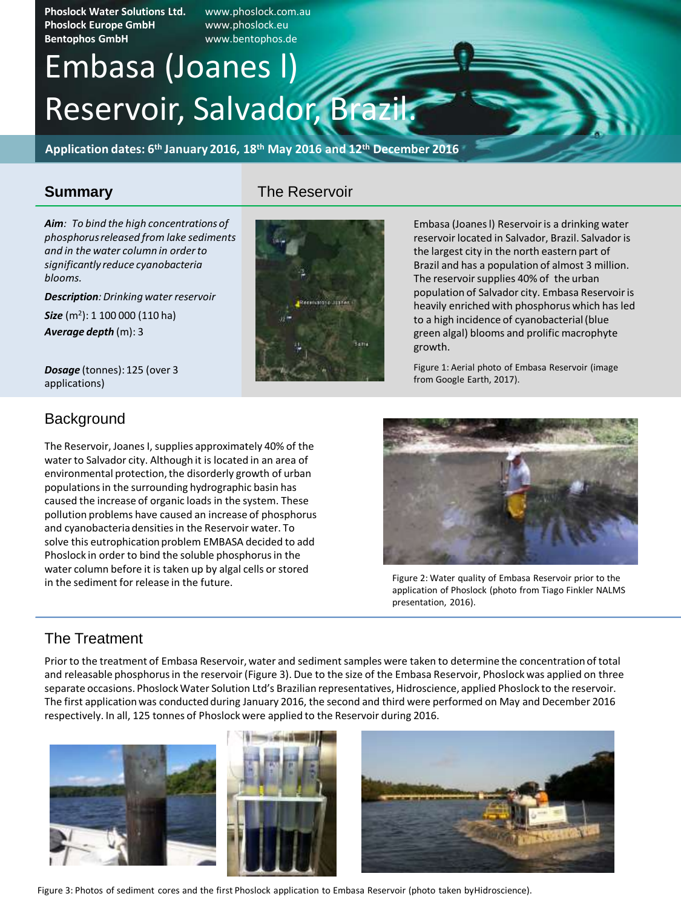Phoslock Water Solutions Ltd. www.phoslock.com.au
Phoslock Europe GmbH www.phoslock.eu
Bentophos GmbH www.bentophos.de

# Embasa (Joanes I) Reservoir, Salvador, Brazil.

**Application dates: 6th January 2016, 18th May 2016 and 12th December 2016**

## Summary

***Aim****: To bind the high concentrations of phosphorus released from lake sediments and in the water column in order to significantly reduce cyanobacteria blooms.*

***Description****: Drinking water reservoir*

***Size*** ($m^2$): 1 100 000 (110 ha)

***Average depth*** (m): 3

***Dosage*** (tonnes): 125 (over 3 applications)

## The Reservoir

Embasa (Joanes I) Reservoir is a drinking water reservoir located in Salvador, Brazil. Salvador is the largest city in the north eastern part of Brazil and has a population of almost 3 million. The reservoir supplies 40% of the urban population of Salvador city. Embasa Reservoir is heavily enriched with phosphorus which has led to a high incidence of cyanobacterial (blue green algal) blooms and prolific macrophyte growth.

Figure 1: Aerial photo of Embasa Reservoir (image from Google Earth, 2017).

## Background

The Reservoir, Joanes I, supplies approximately 40% of the water to Salvador city. Although it is located in an area of environmental protection, the disorderly growth of urban populations in the surrounding hydrographic basin has caused the increase of organic loads in the system. These pollution problems have caused an increase of phosphorus and cyanobacteria densities in the Reservoir water. To solve this eutrophication problem EMBASA decided to add Phoslock in order to bind the soluble phosphorus in the water column before it is taken up by algal cells or stored in the sediment for release in the future.

Figure 2: Water quality of Embasa Reservoir prior to the application of Phoslock (photo from Tiago Finkler NALMS presentation, 2016).

## The Treatment

Prior to the treatment of Embasa Reservoir, water and sediment samples were taken to determine the concentration of total and releasable phosphorus in the reservoir (Figure 3). Due to the size of the Embasa Reservoir, Phoslock was applied on three separate occasions. Phoslock Water Solution Ltd's Brazilian representatives, Hidroscience, applied Phoslock to the reservoir. The first application was conducted during January 2016, the second and third were performed on May and December 2016 respectively. In all, 125 tonnes of Phoslock were applied to the Reservoir during 2016.

Figure 3: Photos of sediment cores and the first Phoslock application to Embasa Reservoir (photo taken byHidroscience).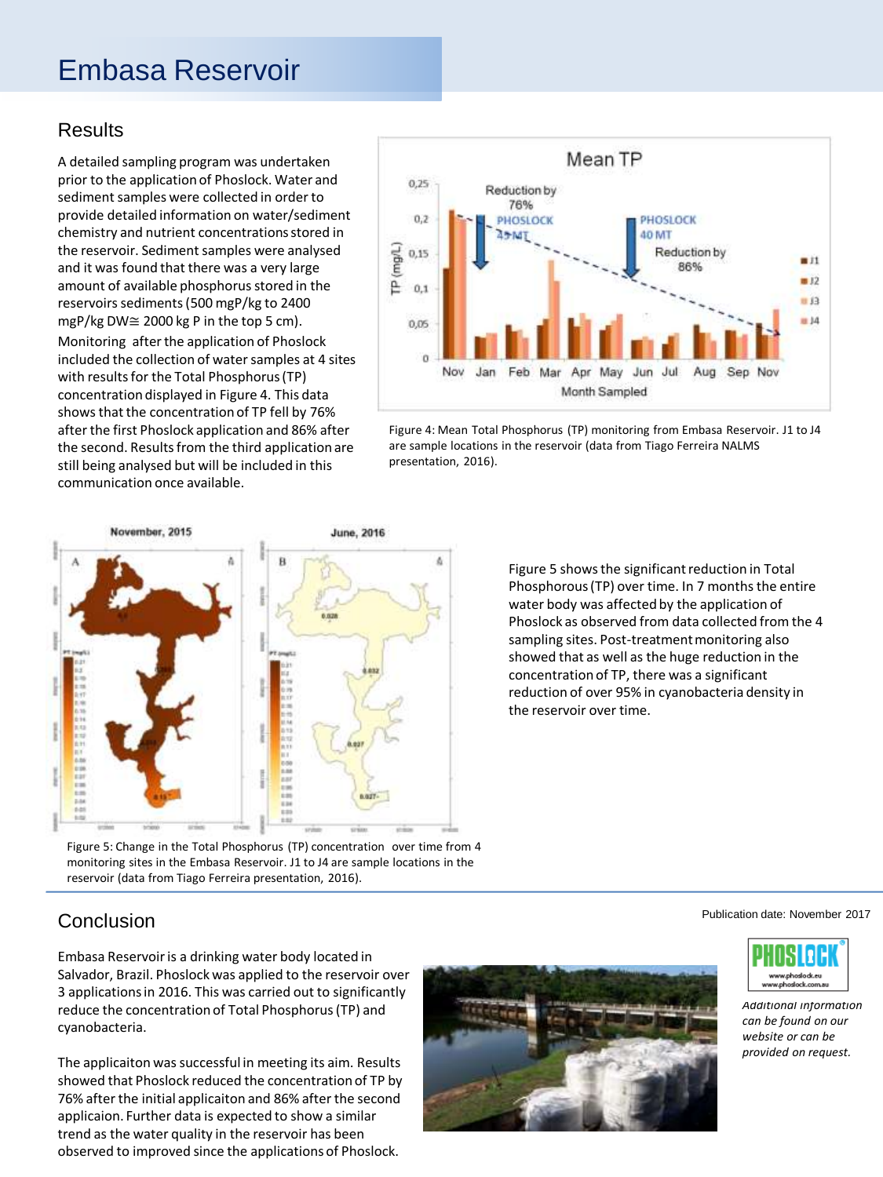# Embasa Reservoir

## Results

A detailed sampling program was undertaken prior to the application of Phoslock. Water and sediment samples were collected in order to provide detailed information on water/sediment chemistry and nutrient concentrations stored in the reservoir. Sediment samples were analysed and it was found that there was a very large amount of available phosphorus stored in the reservoirs sediments (500 mgP/kg to 2400 mgP/kg DW≅ 2000 kg P in the top 5 cm).

Monitoring after the application of Phoslock included the collection of water samples at 4 sites with results for the Total Phosphorus (TP) concentration displayed in Figure 4. This data shows that the concentration of TP fell by 76% after the first Phoslock application and 86% after the second. Results from the third application are still being analysed but will be included in this communication once available.

Mean TP

Reduction by 76%

PHOSLOCK 45 MT

PHOSLOCK 40 MT

Reduction by 86%

TP (mg/L)

0,25
0,2
0,15
0,1
0,05
0

Nov Jan Feb Mar Apr May Jun Jul Aug Sep Nov

Month Sampled

J1
J2
J3
J4

Figure 4: Mean Total Phosphorus (TP) monitoring from Embasa Reservoir. J1 to J4 are sample locations in the reservoir (data from Tiago Ferreira NALMS presentation, 2016).

November, 2015

June, 2016

Figure 5: Change in the Total Phosphorus (TP) concentration over time from 4 monitoring sites in the Embasa Reservoir. J1 to J4 are sample locations in the reservoir (data from Tiago Ferreira presentation, 2016).

Figure 5 shows the significant reduction in Total Phosphorous (TP) over time. In 7 months the entire water body was affected by the application of Phoslock as observed from data collected from the 4 sampling sites. Post-treatment monitoring also showed that as well as the huge reduction in the concentration of TP, there was a significant reduction of over 95% in cyanobacteria density in the reservoir over time.

## Conclusion

Embasa Reservoir is a drinking water body located in Salvador, Brazil. Phoslock was applied to the reservoir over 3 applications in 2016. This was carried out to significantly reduce the concentration of Total Phosphorus (TP) and cyanobacteria.

The applicaiton was successful in meeting its aim. Results showed that Phoslock reduced the concentration of TP by 76% after the initial applicaiton and 86% after the second applicaion. Further data is expected to show a similar trend as the water quality in the reservoir has been observed to improved since the applications of Phoslock.

Publication date: November 2017

PHOSLOCK
www.phoslock.eu
www.phoslock.com.au

*Additional information can be found on our website or can be provided on request.*